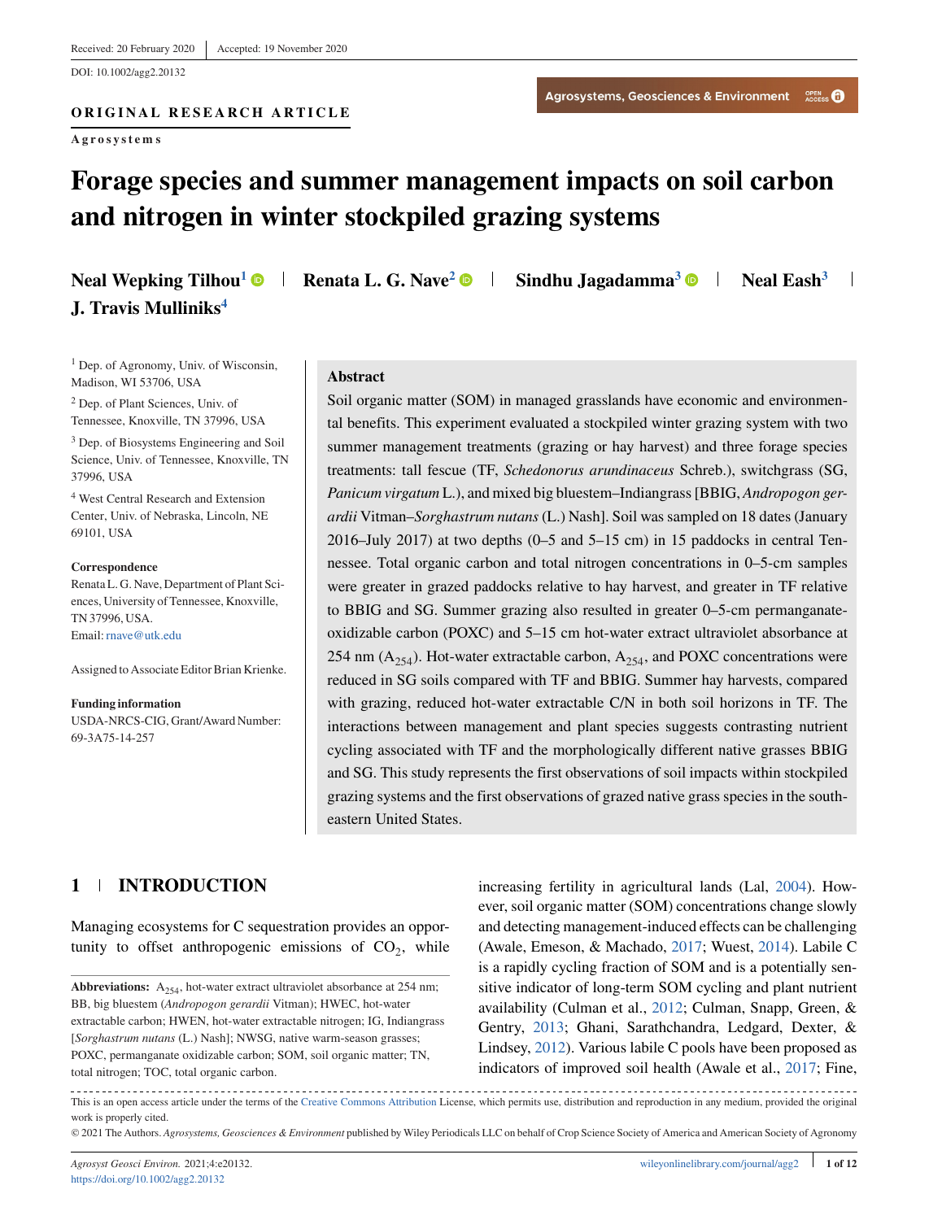Received: 20 February 2020 | Accepted: 19 November 2020

DOI: 10.1002/agg2.20132

**ORIGINAL RESEARCH ARTICLE**

**Agrosystems**

Agrosystems, Geosciences & Environment — OPEN ACCESS

# Forage species and summer management impacts on soil carbon and nitrogen in winter stockpiled grazing systems

**Neal Wepking Tilhou**[1] | **Renata L. G. Nave**[2] | **Sindhu Jagadamma**[3] | **Neal Eash**[3] | **J. Travis Mulliniks**[4]

[1] Dep. of Agronomy, Univ. of Wisconsin, Madison, WI 53706, USA

[2] Dep. of Plant Sciences, Univ. of Tennessee, Knoxville, TN 37996, USA

[3] Dep. of Biosystems Engineering and Soil Science, Univ. of Tennessee, Knoxville, TN 37996, USA

[4] West Central Research and Extension Center, Univ. of Nebraska, Lincoln, NE 69101, USA

**Correspondence**

Renata L. G. Nave, Department of Plant Sciences, University of Tennessee, Knoxville, TN 37996, USA.

Email: rnave@utk.edu

Assigned to Associate Editor Brian Krienke.

**Funding information**

USDA-NRCS-CIG, Grant/Award Number: 69-3A75-14-257

## Abstract

Soil organic matter (SOM) in managed grasslands have economic and environmental benefits. This experiment evaluated a stockpiled winter grazing system with two summer management treatments (grazing or hay harvest) and three forage species treatments: tall fescue (TF, *Schedonorus arundinaceus* Schreb.), switchgrass (SG, *Panicum virgatum* L.), and mixed big bluestem–Indiangrass [BBIG, *Andropogon gerardii* Vitman–*Sorghastrum nutans* (L.) Nash]. Soil was sampled on 18 dates (January 2016–July 2017) at two depths (0–5 and 5–15 cm) in 15 paddocks in central Tennessee. Total organic carbon and total nitrogen concentrations in 0–5-cm samples were greater in grazed paddocks relative to hay harvest, and greater in TF relative to BBIG and SG. Summer grazing also resulted in greater 0–5-cm permanganate-oxidizable carbon (POXC) and 5–15 cm hot-water extract ultraviolet absorbance at 254 nm ($A_{254}$). Hot-water extractable carbon, $A_{254}$, and POXC concentrations were reduced in SG soils compared with TF and BBIG. Summer hay harvests, compared with grazing, reduced hot-water extractable C/N in both soil horizons in TF. The interactions between management and plant species suggests contrasting nutrient cycling associated with TF and the morphologically different native grasses BBIG and SG. This study represents the first observations of soil impacts within stockpiled grazing systems and the first observations of grazed native grass species in the southeastern United States.

## 1 | INTRODUCTION

Managing ecosystems for C sequestration provides an opportunity to offset anthropogenic emissions of $CO_2$, while increasing fertility in agricultural lands (Lal, 2004). However, soil organic matter (SOM) concentrations change slowly and detecting management-induced effects can be challenging (Awale, Emeson, & Machado, 2017; Wuest, 2014). Labile C is a rapidly cycling fraction of SOM and is a potentially sensitive indicator of long-term SOM cycling and plant nutrient availability (Culman et al., 2012; Culman, Snapp, Green, & Gentry, 2013; Ghani, Sarathchandra, Ledgard, Dexter, & Lindsey, 2012). Various labile C pools have been proposed as indicators of improved soil health (Awale et al., 2017; Fine,

**Abbreviations:** $A_{254}$, hot-water extract ultraviolet absorbance at 254 nm; BB, big bluestem (*Andropogon gerardii* Vitman); HWEC, hot-water extractable carbon; HWEN, hot-water extractable nitrogen; IG, Indiangrass [*Sorghastrum nutans* (L.) Nash]; NWSG, native warm-season grasses; POXC, permanganate oxidizable carbon; SOM, soil organic matter; TN, total nitrogen; TOC, total organic carbon.

This is an open access article under the terms of the Creative Commons Attribution License, which permits use, distribution and reproduction in any medium, provided the original work is properly cited.

© 2021 The Authors. *Agrosystems, Geosciences & Environment* published by Wiley Periodicals LLC on behalf of Crop Science Society of America and American Society of Agronomy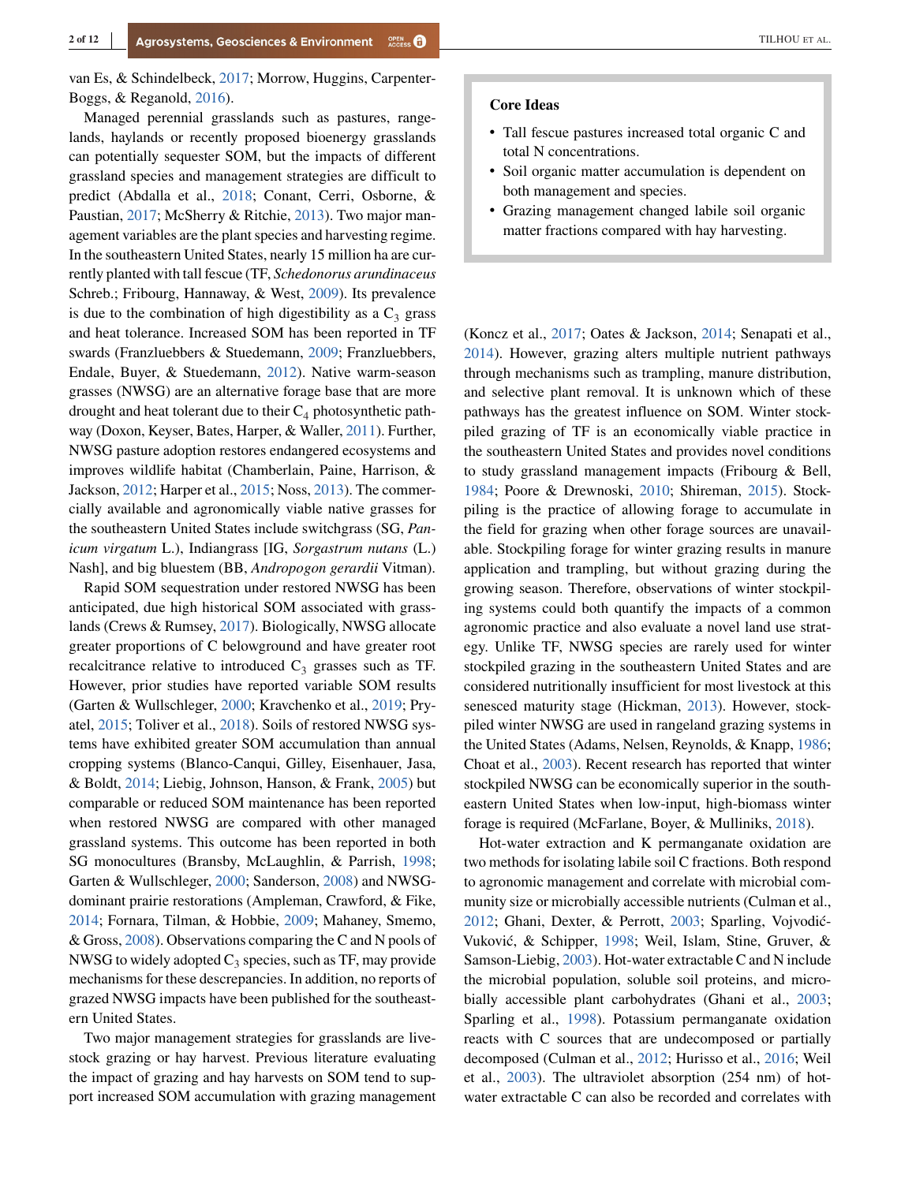van Es, & Schindelbeck, 2017; Morrow, Huggins, Carpenter-Boggs, & Reganold, 2016).

Managed perennial grasslands such as pastures, rangelands, haylands or recently proposed bioenergy grasslands can potentially sequester SOM, but the impacts of different grassland species and management strategies are difficult to predict (Abdalla et al., 2018; Conant, Cerri, Osborne, & Paustian, 2017; McSherry & Ritchie, 2013). Two major management variables are the plant species and harvesting regime. In the southeastern United States, nearly 15 million ha are currently planted with tall fescue (TF, *Schedonorus arundinaceus* Schreb.; Fribourg, Hannaway, & West, 2009). Its prevalence is due to the combination of high digestibility as a $C_3$ grass and heat tolerance. Increased SOM has been reported in TF swards (Franzluebbers & Stuedemann, 2009; Franzluebbers, Endale, Buyer, & Stuedemann, 2012). Native warm-season grasses (NWSG) are an alternative forage base that are more drought and heat tolerant due to their $C_4$ photosynthetic pathway (Doxon, Keyser, Bates, Harper, & Waller, 2011). Further, NWSG pasture adoption restores endangered ecosystems and improves wildlife habitat (Chamberlain, Paine, Harrison, & Jackson, 2012; Harper et al., 2015; Noss, 2013). The commercially available and agronomically viable native grasses for the southeastern United States include switchgrass (SG, *Panicum virgatum* L.), Indiangrass [IG, *Sorgastrum nutans* (L.) Nash], and big bluestem (BB, *Andropogon gerardii* Vitman).

Rapid SOM sequestration under restored NWSG has been anticipated, due high historical SOM associated with grasslands (Crews & Rumsey, 2017). Biologically, NWSG allocate greater proportions of C belowground and have greater root recalcitrance relative to introduced $C_3$ grasses such as TF. However, prior studies have reported variable SOM results (Garten & Wullschleger, 2000; Kravchenko et al., 2019; Pryatel, 2015; Toliver et al., 2018). Soils of restored NWSG systems have exhibited greater SOM accumulation than annual cropping systems (Blanco-Canqui, Gilley, Eisenhauer, Jasa, & Boldt, 2014; Liebig, Johnson, Hanson, & Frank, 2005) but comparable or reduced SOM maintenance has been reported when restored NWSG are compared with other managed grassland systems. This outcome has been reported in both SG monocultures (Bransby, McLaughlin, & Parrish, 1998; Garten & Wullschleger, 2000; Sanderson, 2008) and NWSG-dominant prairie restorations (Ampleman, Crawford, & Fike, 2014; Fornara, Tilman, & Hobbie, 2009; Mahaney, Smemo, & Gross, 2008). Observations comparing the C and N pools of NWSG to widely adopted $C_3$ species, such as TF, may provide mechanisms for these descrepancies. In addition, no reports of grazed NWSG impacts have been published for the southeastern United States.

Two major management strategies for grasslands are livestock grazing or hay harvest. Previous literature evaluating the impact of grazing and hay harvests on SOM tend to support increased SOM accumulation with grazing management (Koncz et al., 2017; Oates & Jackson, 2014; Senapati et al., 2014). However, grazing alters multiple nutrient pathways through mechanisms such as trampling, manure distribution, and selective plant removal. It is unknown which of these pathways has the greatest influence on SOM. Winter stockpiled grazing of TF is an economically viable practice in the southeastern United States and provides novel conditions to study grassland management impacts (Fribourg & Bell, 1984; Poore & Drewnoski, 2010; Shireman, 2015). Stockpiling is the practice of allowing forage to accumulate in the field for grazing when other forage sources are unavailable. Stockpiling forage for winter grazing results in manure application and trampling, but without grazing during the growing season. Therefore, observations of winter stockpiling systems could both quantify the impacts of a common agronomic practice and also evaluate a novel land use strategy. Unlike TF, NWSG species are rarely used for winter stockpiled grazing in the southeastern United States and are considered nutritionally insufficient for most livestock at this senesced maturity stage (Hickman, 2013). However, stockpiled winter NWSG are used in rangeland grazing systems in the United States (Adams, Nelsen, Reynolds, & Knapp, 1986; Choat et al., 2003). Recent research has reported that winter stockpiled NWSG can be economically superior in the southeastern United States when low-input, high-biomass winter forage is required (McFarlane, Boyer, & Mulliniks, 2018).

Hot-water extraction and K permanganate oxidation are two methods for isolating labile soil C fractions. Both respond to agronomic management and correlate with microbial community size or microbially accessible nutrients (Culman et al., 2012; Ghani, Dexter, & Perrott, 2003; Sparling, Vojvodić-Vuković, & Schipper, 1998; Weil, Islam, Stine, Gruver, & Samson-Liebig, 2003). Hot-water extractable C and N include the microbial population, soluble soil proteins, and microbially accessible plant carbohydrates (Ghani et al., 2003; Sparling et al., 1998). Potassium permanganate oxidation reacts with C sources that are undecomposed or partially decomposed (Culman et al., 2012; Hurisso et al., 2016; Weil et al., 2003). The ultraviolet absorption (254 nm) of hot-water extractable C can also be recorded and correlates with

**Core Ideas**

- Tall fescue pastures increased total organic C and total N concentrations.
- Soil organic matter accumulation is dependent on both management and species.
- Grazing management changed labile soil organic matter fractions compared with hay harvesting.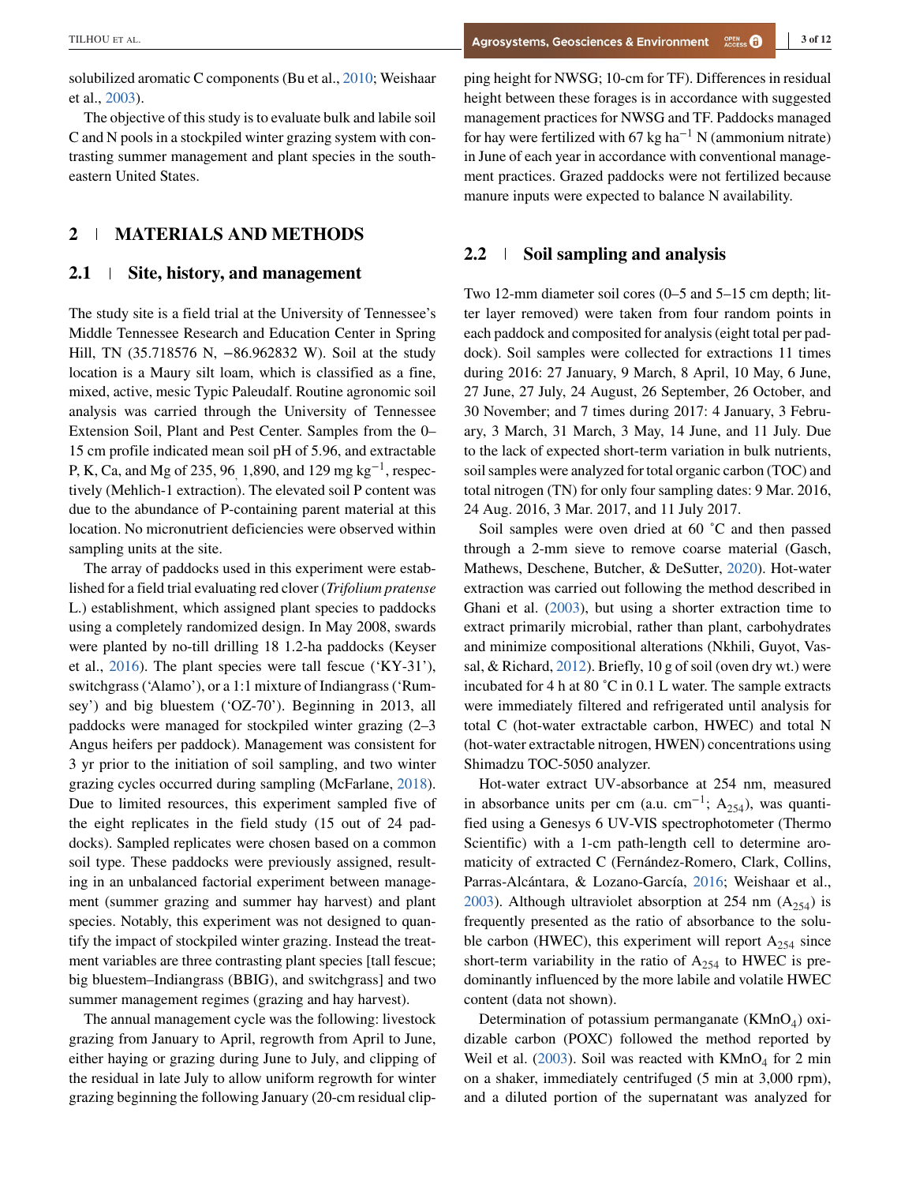solubilized aromatic C components (Bu et al., 2010; Weishaar et al., 2003).

The objective of this study is to evaluate bulk and labile soil C and N pools in a stockpiled winter grazing system with contrasting summer management and plant species in the southeastern United States.

## 2 | MATERIALS AND METHODS

### 2.1 | Site, history, and management

The study site is a field trial at the University of Tennessee's Middle Tennessee Research and Education Center in Spring Hill, TN (35.718576 N, −86.962832 W). Soil at the study location is a Maury silt loam, which is classified as a fine, mixed, active, mesic Typic Paleudalf. Routine agronomic soil analysis was carried through the University of Tennessee Extension Soil, Plant and Pest Center. Samples from the 0–15 cm profile indicated mean soil pH of 5.96, and extractable P, K, Ca, and Mg of 235, 96, 1,890, and 129 mg kg$^{-1}$, respectively (Mehlich-1 extraction). The elevated soil P content was due to the abundance of P-containing parent material at this location. No micronutrient deficiencies were observed within sampling units at the site.

The array of paddocks used in this experiment were established for a field trial evaluating red clover (*Trifolium pratense* L.) establishment, which assigned plant species to paddocks using a completely randomized design. In May 2008, swards were planted by no-till drilling 18 1.2-ha paddocks (Keyser et al., 2016). The plant species were tall fescue ('KY-31'), switchgrass ('Alamo'), or a 1:1 mixture of Indiangrass ('Rumsey') and big bluestem ('OZ-70'). Beginning in 2013, all paddocks were managed for stockpiled winter grazing (2–3 Angus heifers per paddock). Management was consistent for 3 yr prior to the initiation of soil sampling, and two winter grazing cycles occurred during sampling (McFarlane, 2018). Due to limited resources, this experiment sampled five of the eight replicates in the field study (15 out of 24 paddocks). Sampled replicates were chosen based on a common soil type. These paddocks were previously assigned, resulting in an unbalanced factorial experiment between management (summer grazing and summer hay harvest) and plant species. Notably, this experiment was not designed to quantify the impact of stockpiled winter grazing. Instead the treatment variables are three contrasting plant species [tall fescue; big bluestem–Indiangrass (BBIG), and switchgrass] and two summer management regimes (grazing and hay harvest).

The annual management cycle was the following: livestock grazing from January to April, regrowth from April to June, either haying or grazing during June to July, and clipping of the residual in late July to allow uniform regrowth for winter grazing beginning the following January (20-cm residual clipping height for NWSG; 10-cm for TF). Differences in residual height between these forages is in accordance with suggested management practices for NWSG and TF. Paddocks managed for hay were fertilized with 67 kg ha$^{-1}$ N (ammonium nitrate) in June of each year in accordance with conventional management practices. Grazed paddocks were not fertilized because manure inputs were expected to balance N availability.

### 2.2 | Soil sampling and analysis

Two 12-mm diameter soil cores (0–5 and 5–15 cm depth; litter layer removed) were taken from four random points in each paddock and composited for analysis (eight total per paddock). Soil samples were collected for extractions 11 times during 2016: 27 January, 9 March, 8 April, 10 May, 6 June, 27 June, 27 July, 24 August, 26 September, 26 October, and 30 November; and 7 times during 2017: 4 January, 3 February, 3 March, 31 March, 3 May, 14 June, and 11 July. Due to the lack of expected short-term variation in bulk nutrients, soil samples were analyzed for total organic carbon (TOC) and total nitrogen (TN) for only four sampling dates: 9 Mar. 2016, 24 Aug. 2016, 3 Mar. 2017, and 11 July 2017.

Soil samples were oven dried at 60 ˚C and then passed through a 2-mm sieve to remove coarse material (Gasch, Mathews, Deschene, Butcher, & DeSutter, 2020). Hot-water extraction was carried out following the method described in Ghani et al. (2003), but using a shorter extraction time to extract primarily microbial, rather than plant, carbohydrates and minimize compositional alterations (Nkhili, Guyot, Vassal, & Richard, 2012). Briefly, 10 g of soil (oven dry wt.) were incubated for 4 h at 80 ˚C in 0.1 L water. The sample extracts were immediately filtered and refrigerated until analysis for total C (hot-water extractable carbon, HWEC) and total N (hot-water extractable nitrogen, HWEN) concentrations using Shimadzu TOC-5050 analyzer.

Hot-water extract UV-absorbance at 254 nm, measured in absorbance units per cm (a.u. cm$^{-1}$; $A_{254}$), was quantified using a Genesys 6 UV-VIS spectrophotometer (Thermo Scientific) with a 1-cm path-length cell to determine aromaticity of extracted C (Fernández-Romero, Clark, Collins, Parras-Alcántara, & Lozano-García, 2016; Weishaar et al., 2003). Although ultraviolet absorption at 254 nm ($A_{254}$) is frequently presented as the ratio of absorbance to the soluble carbon (HWEC), this experiment will report $A_{254}$ since short-term variability in the ratio of $A_{254}$ to HWEC is predominantly influenced by the more labile and volatile HWEC content (data not shown).

Determination of potassium permanganate ($KMnO_4$) oxidizable carbon (POXC) followed the method reported by Weil et al. (2003). Soil was reacted with $KMnO_4$ for 2 min on a shaker, immediately centrifuged (5 min at 3,000 rpm), and a diluted portion of the supernatant was analyzed for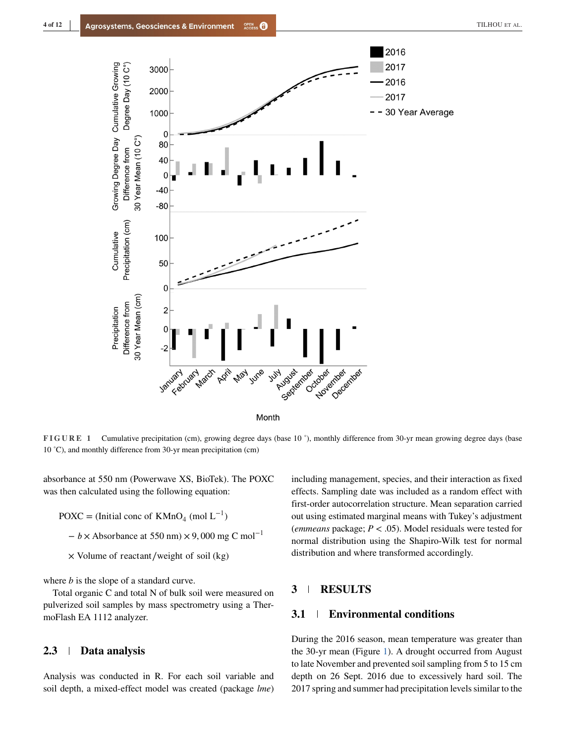FIGURE 1 Cumulative precipitation (cm), growing degree days (base 10 °), monthly difference from 30-yr mean growing degree days (base 10 °C), and monthly difference from 30-yr mean precipitation (cm)

absorbance at 550 nm (Powerwave XS, BioTek). The POXC was then calculated using the following equation:

$$\text{POXC} = (\text{Initial conc of KMnO}_4\ (\text{mol L}^{-1}) - b \times \text{Absorbance at 550 nm}) \times 9,000\ \text{mg C mol}^{-1} \times \text{Volume of reactant/weight of soil (kg)}$$

where $b$ is the slope of a standard curve.

Total organic C and total N of bulk soil were measured on pulverized soil samples by mass spectrometry using a ThermoFlash EA 1112 analyzer.

## 2.3 | Data analysis

Analysis was conducted in R. For each soil variable and soil depth, a mixed-effect model was created (package *lme*) including management, species, and their interaction as fixed effects. Sampling date was included as a random effect with first-order autocorrelation structure. Mean separation carried out using estimated marginal means with Tukey's adjustment (*emmeans* package; $P < .05$). Model residuals were tested for normal distribution using the Shapiro-Wilk test for normal distribution and where transformed accordingly.

# 3 | RESULTS

## 3.1 | Environmental conditions

During the 2016 season, mean temperature was greater than the 30-yr mean (Figure 1). A drought occurred from August to late November and prevented soil sampling from 5 to 15 cm depth on 26 Sept. 2016 due to excessively hard soil. The 2017 spring and summer had precipitation levels similar to the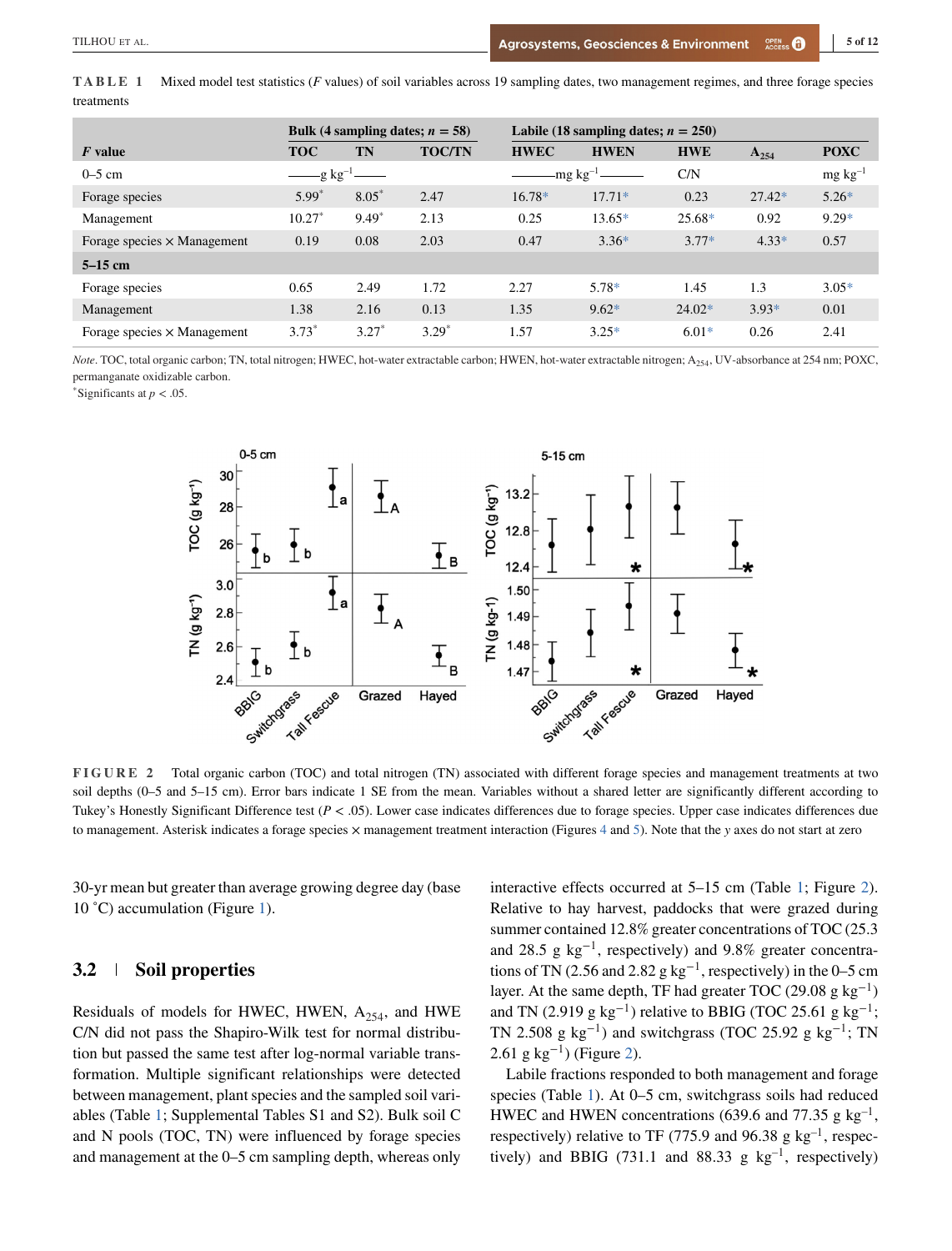**TABLE 1** Mixed model test statistics (*F* values) of soil variables across 19 sampling dates, two management regimes, and three forage species treatments

| *F* value | Bulk (4 sampling dates; *n* = 58) TOC | TN | TOC/TN | Labile (18 sampling dates; *n* = 250) HWEC | HWEN | HWE | $A_{254}$ | POXC |
|---|---|---|---|---|---|---|---|---|
| 0–5 cm | g kg$^{-1}$ | | | mg kg$^{-1}$ | | C/N | | mg kg$^{-1}$ |
| Forage species | 5.99* | 8.05* | 2.47 | 16.78* | 17.71* | 0.23 | 27.42* | 5.26* |
| Management | 10.27* | 9.49* | 2.13 | 0.25 | 13.65* | 25.68* | 0.92 | 9.29* |
| Forage species × Management | 0.19 | 0.08 | 2.03 | 0.47 | 3.36* | 3.77* | 4.33* | 0.57 |
| **5–15 cm** | | | | | | | | |
| Forage species | 0.65 | 2.49 | 1.72 | 2.27 | 5.78* | 1.45 | 1.3 | 3.05* |
| Management | 1.38 | 2.16 | 0.13 | 1.35 | 9.62* | 24.02* | 3.93* | 0.01 |
| Forage species × Management | 3.73* | 3.27* | 3.29* | 1.57 | 3.25* | 6.01* | 0.26 | 2.41 |

*Note*. TOC, total organic carbon; TN, total nitrogen; HWEC, hot-water extractable carbon; HWEN, hot-water extractable nitrogen; $A_{254}$, UV-absorbance at 254 nm; POXC, permanganate oxidizable carbon.
*Significants at $p < .05$.

**FIGURE 2** Total organic carbon (TOC) and total nitrogen (TN) associated with different forage species and management treatments at two soil depths (0–5 and 5–15 cm). Error bars indicate 1 SE from the mean. Variables without a shared letter are significantly different according to Tukey's Honestly Significant Difference test ($P < .05$). Lower case indicates differences due to forage species. Upper case indicates differences due to management. Asterisk indicates a forage species × management treatment interaction (Figures 4 and 5). Note that the *y* axes do not start at zero

30-yr mean but greater than average growing degree day (base 10 ˚C) accumulation (Figure 1).

## 3.2 | Soil properties

Residuals of models for HWEC, HWEN, $A_{254}$, and HWE C/N did not pass the Shapiro-Wilk test for normal distribution but passed the same test after log-normal variable transformation. Multiple significant relationships were detected between management, plant species and the sampled soil variables (Table 1; Supplemental Tables S1 and S2). Bulk soil C and N pools (TOC, TN) were influenced by forage species and management at the 0–5 cm sampling depth, whereas only interactive effects occurred at 5–15 cm (Table 1; Figure 2). Relative to hay harvest, paddocks that were grazed during summer contained 12.8% greater concentrations of TOC (25.3 and 28.5 g kg$^{-1}$, respectively) and 9.8% greater concentrations of TN (2.56 and 2.82 g kg$^{-1}$, respectively) in the 0–5 cm layer. At the same depth, TF had greater TOC (29.08 g kg$^{-1}$) and TN (2.919 g kg$^{-1}$) relative to BBIG (TOC 25.61 g kg$^{-1}$; TN 2.508 g kg$^{-1}$) and switchgrass (TOC 25.92 g kg$^{-1}$; TN 2.61 g kg$^{-1}$) (Figure 2).

Labile fractions responded to both management and forage species (Table 1). At 0–5 cm, switchgrass soils had reduced HWEC and HWEN concentrations (639.6 and 77.35 g kg$^{-1}$, respectively) relative to TF (775.9 and 96.38 g kg$^{-1}$, respectively) and BBIG (731.1 and 88.33 g kg$^{-1}$, respectively)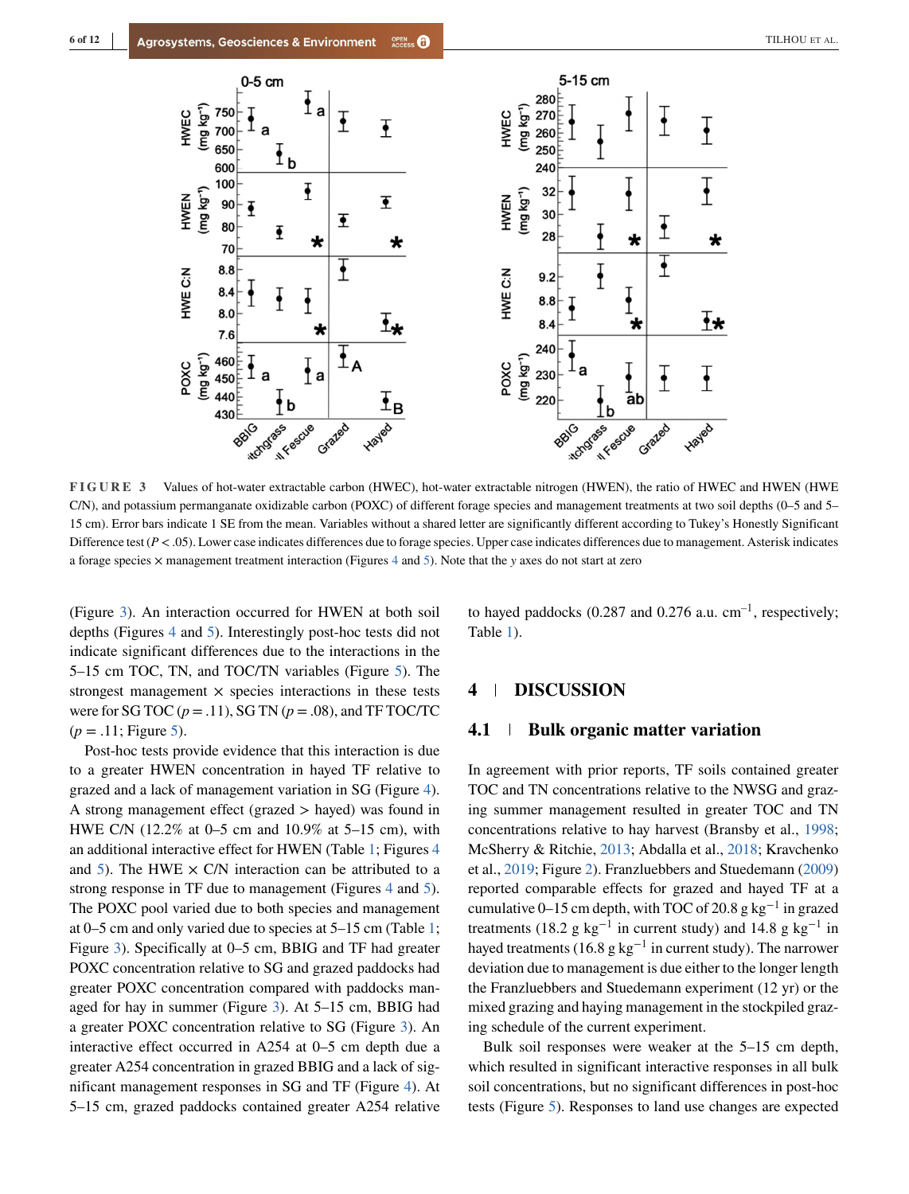FIGURE 3 Values of hot-water extractable carbon (HWEC), hot-water extractable nitrogen (HWEN), the ratio of HWEC and HWEN (HWE C/N), and potassium permanganate oxidizable carbon (POXC) of different forage species and management treatments at two soil depths (0–5 and 5–15 cm). Error bars indicate 1 SE from the mean. Variables without a shared letter are significantly different according to Tukey's Honestly Significant Difference test ($P < .05$). Lower case indicates differences due to forage species. Upper case indicates differences due to management. Asterisk indicates a forage species × management treatment interaction (Figures 4 and 5). Note that the *y* axes do not start at zero

(Figure 3). An interaction occurred for HWEN at both soil depths (Figures 4 and 5). Interestingly post-hoc tests did not indicate significant differences due to the interactions in the 5–15 cm TOC, TN, and TOC/TN variables (Figure 5). The strongest management × species interactions in these tests were for SG TOC ($p = .11$), SG TN ($p = .08$), and TF TOC/TC ($p = .11$; Figure 5).

Post-hoc tests provide evidence that this interaction is due to a greater HWEN concentration in hayed TF relative to grazed and a lack of management variation in SG (Figure 4). A strong management effect (grazed > hayed) was found in HWE C/N (12.2% at 0–5 cm and 10.9% at 5–15 cm), with an additional interactive effect for HWEN (Table 1; Figures 4 and 5). The HWE × C/N interaction can be attributed to a strong response in TF due to management (Figures 4 and 5). The POXC pool varied due to both species and management at 0–5 cm and only varied due to species at 5–15 cm (Table 1; Figure 3). Specifically at 0–5 cm, BBIG and TF had greater POXC concentration relative to SG and grazed paddocks had greater POXC concentration compared with paddocks managed for hay in summer (Figure 3). At 5–15 cm, BBIG had a greater POXC concentration relative to SG (Figure 3). An interactive effect occurred in A254 at 0–5 cm depth due a greater A254 concentration in grazed BBIG and a lack of significant management responses in SG and TF (Figure 4). At 5–15 cm, grazed paddocks contained greater A254 relative to hayed paddocks (0.287 and 0.276 a.u. $cm^{-1}$, respectively; Table 1).

## 4 | DISCUSSION

### 4.1 | Bulk organic matter variation

In agreement with prior reports, TF soils contained greater TOC and TN concentrations relative to the NWSG and grazing summer management resulted in greater TOC and TN concentrations relative to hay harvest (Bransby et al., 1998; McSherry & Ritchie, 2013; Abdalla et al., 2018; Kravchenko et al., 2019; Figure 2). Franzluebbers and Stuedemann (2009) reported comparable effects for grazed and hayed TF at a cumulative 0–15 cm depth, with TOC of 20.8 g $kg^{-1}$ in grazed treatments (18.2 g $kg^{-1}$ in current study) and 14.8 g $kg^{-1}$ in hayed treatments (16.8 g $kg^{-1}$ in current study). The narrower deviation due to management is due either to the longer length the Franzluebbers and Stuedemann experiment (12 yr) or the mixed grazing and haying management in the stockpiled grazing schedule of the current experiment.

Bulk soil responses were weaker at the 5–15 cm depth, which resulted in significant interactive responses in all bulk soil concentrations, but no significant differences in post-hoc tests (Figure 5). Responses to land use changes are expected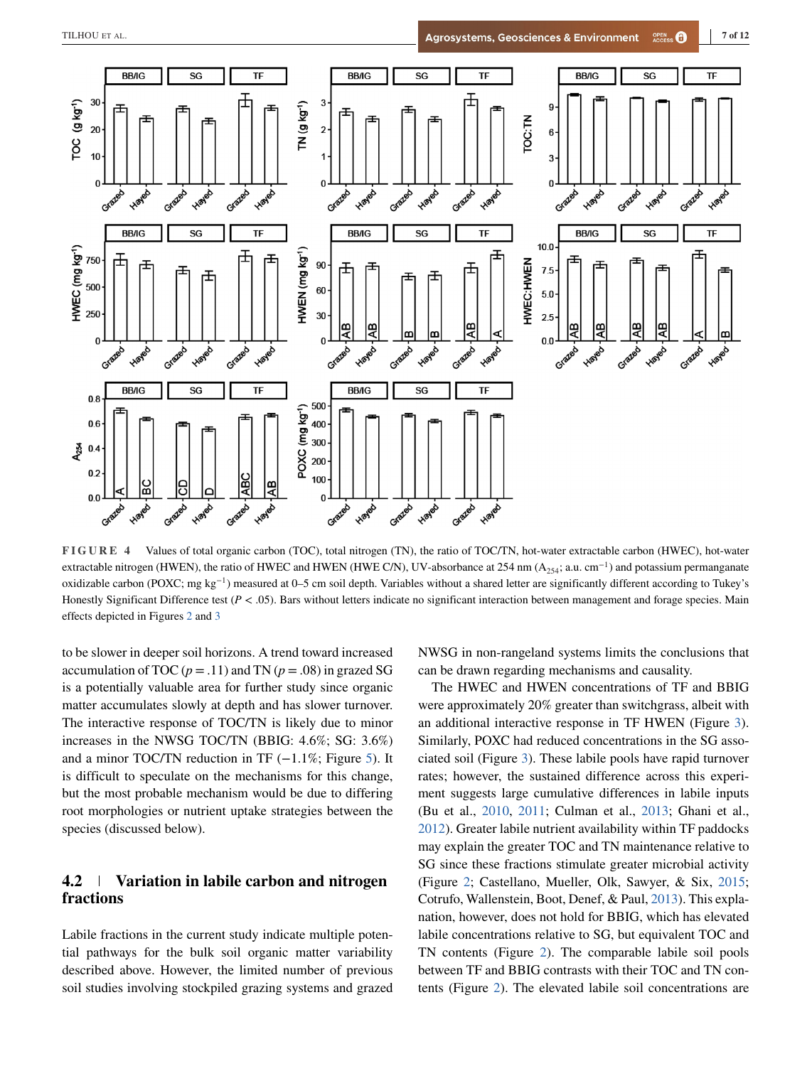**FIGURE 4** Values of total organic carbon (TOC), total nitrogen (TN), the ratio of TOC/TN, hot-water extractable carbon (HWEC), hot-water extractable nitrogen (HWEN), the ratio of HWEC and HWEN (HWE C/N), UV-absorbance at 254 nm ($A_{254}$; a.u. cm$^{-1}$) and potassium permanganate oxidizable carbon (POXC; mg kg$^{-1}$) measured at 0–5 cm soil depth. Variables without a shared letter are significantly different according to Tukey's Honestly Significant Difference test ($P < .05$). Bars without letters indicate no significant interaction between management and forage species. Main effects depicted in Figures 2 and 3

to be slower in deeper soil horizons. A trend toward increased accumulation of TOC ($p = .11$) and TN ($p = .08$) in grazed SG is a potentially valuable area for further study since organic matter accumulates slowly at depth and has slower turnover. The interactive response of TOC/TN is likely due to minor increases in the NWSG TOC/TN (BBIG: 4.6%; SG: 3.6%) and a minor TOC/TN reduction in TF (−1.1%; Figure 5). It is difficult to speculate on the mechanisms for this change, but the most probable mechanism would be due to differing root morphologies or nutrient uptake strategies between the species (discussed below).

## 4.2 | Variation in labile carbon and nitrogen fractions

Labile fractions in the current study indicate multiple potential pathways for the bulk soil organic matter variability described above. However, the limited number of previous soil studies involving stockpiled grazing systems and grazed NWSG in non-rangeland systems limits the conclusions that can be drawn regarding mechanisms and causality.

The HWEC and HWEN concentrations of TF and BBIG were approximately 20% greater than switchgrass, albeit with an additional interactive response in TF HWEN (Figure 3). Similarly, POXC had reduced concentrations in the SG associated soil (Figure 3). These labile pools have rapid turnover rates; however, the sustained difference across this experiment suggests large cumulative differences in labile inputs (Bu et al., 2010, 2011; Culman et al., 2013; Ghani et al., 2012). Greater labile nutrient availability within TF paddocks may explain the greater TOC and TN maintenance relative to SG since these fractions stimulate greater microbial activity (Figure 2; Castellano, Mueller, Olk, Sawyer, & Six, 2015; Cotrufo, Wallenstein, Boot, Denef, & Paul, 2013). This explanation, however, does not hold for BBIG, which has elevated labile concentrations relative to SG, but equivalent TOC and TN contents (Figure 2). The comparable labile soil pools between TF and BBIG contrasts with their TOC and TN contents (Figure 2). The elevated labile soil concentrations are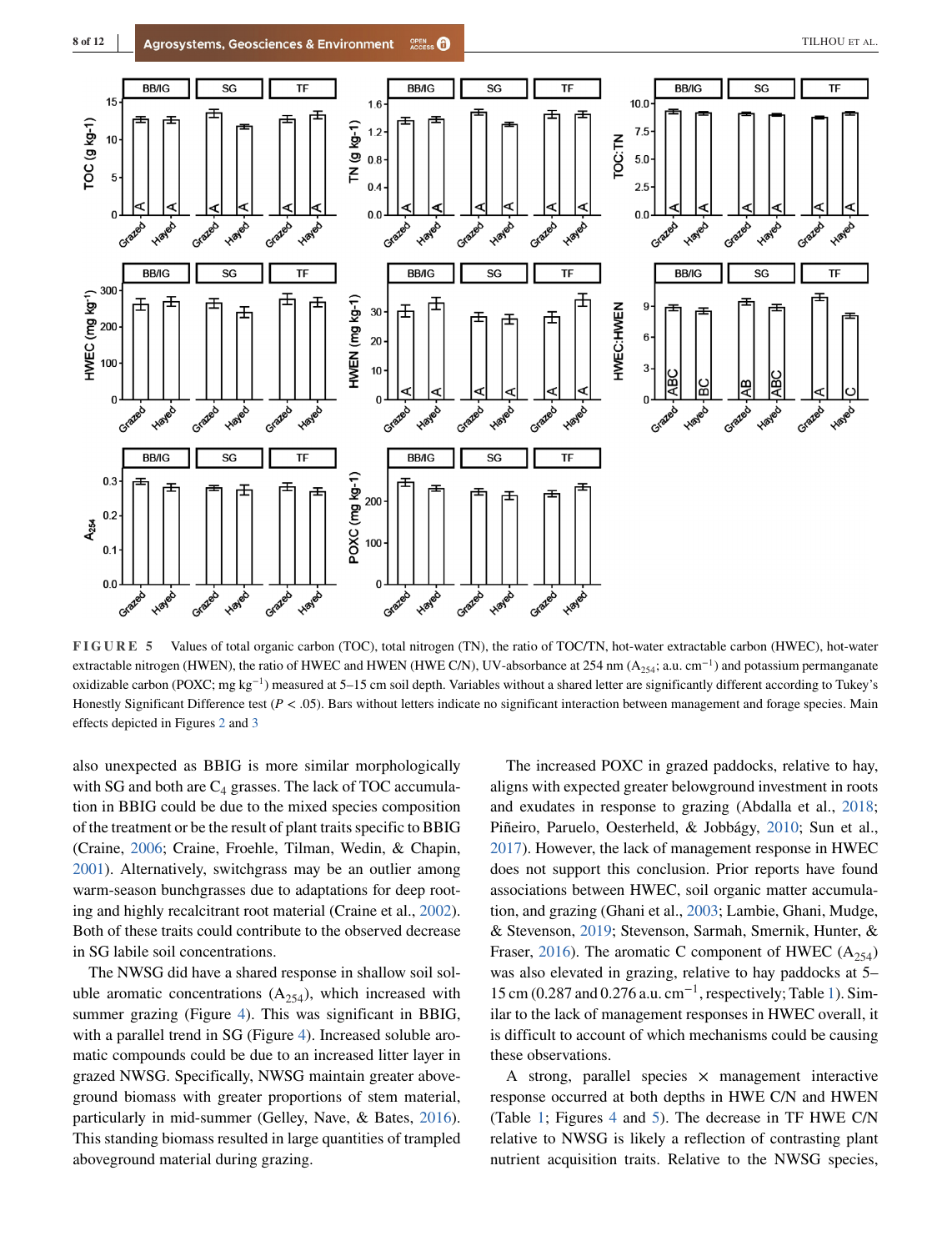**FIGURE 5** Values of total organic carbon (TOC), total nitrogen (TN), the ratio of TOC/TN, hot-water extractable carbon (HWEC), hot-water extractable nitrogen (HWEN), the ratio of HWEC and HWEN (HWE C/N), UV-absorbance at 254 nm ($A_{254}$; a.u. $cm^{-1}$) and potassium permanganate oxidizable carbon (POXC; mg $kg^{-1}$) measured at 5–15 cm soil depth. Variables without a shared letter are significantly different according to Tukey's Honestly Significant Difference test ($P < .05$). Bars without letters indicate no significant interaction between management and forage species. Main effects depicted in Figures 2 and 3

also unexpected as BBIG is more similar morphologically with SG and both are $C_4$ grasses. The lack of TOC accumulation in BBIG could be due to the mixed species composition of the treatment or be the result of plant traits specific to BBIG (Craine, 2006; Craine, Froehle, Tilman, Wedin, & Chapin, 2001). Alternatively, switchgrass may be an outlier among warm-season bunchgrasses due to adaptations for deep rooting and highly recalcitrant root material (Craine et al., 2002). Both of these traits could contribute to the observed decrease in SG labile soil concentrations.

The NWSG did have a shared response in shallow soil soluble aromatic concentrations ($A_{254}$), which increased with summer grazing (Figure 4). This was significant in BBIG, with a parallel trend in SG (Figure 4). Increased soluble aromatic compounds could be due to an increased litter layer in grazed NWSG. Specifically, NWSG maintain greater aboveground biomass with greater proportions of stem material, particularly in mid-summer (Gelley, Nave, & Bates, 2016). This standing biomass resulted in large quantities of trampled aboveground material during grazing.

The increased POXC in grazed paddocks, relative to hay, aligns with expected greater belowground investment in roots and exudates in response to grazing (Abdalla et al., 2018; Piñeiro, Paruelo, Oesterheld, & Jobbágy, 2010; Sun et al., 2017). However, the lack of management response in HWEC does not support this conclusion. Prior reports have found associations between HWEC, soil organic matter accumulation, and grazing (Ghani et al., 2003; Lambie, Ghani, Mudge, & Stevenson, 2019; Stevenson, Sarmah, Smernik, Hunter, & Fraser, 2016). The aromatic C component of HWEC ($A_{254}$) was also elevated in grazing, relative to hay paddocks at 5–15 cm (0.287 and 0.276 a.u. $cm^{-1}$, respectively; Table 1). Similar to the lack of management responses in HWEC overall, it is difficult to account of which mechanisms could be causing these observations.

A strong, parallel species × management interactive response occurred at both depths in HWE C/N and HWEN (Table 1; Figures 4 and 5). The decrease in TF HWE C/N relative to NWSG is likely a reflection of contrasting plant nutrient acquisition traits. Relative to the NWSG species,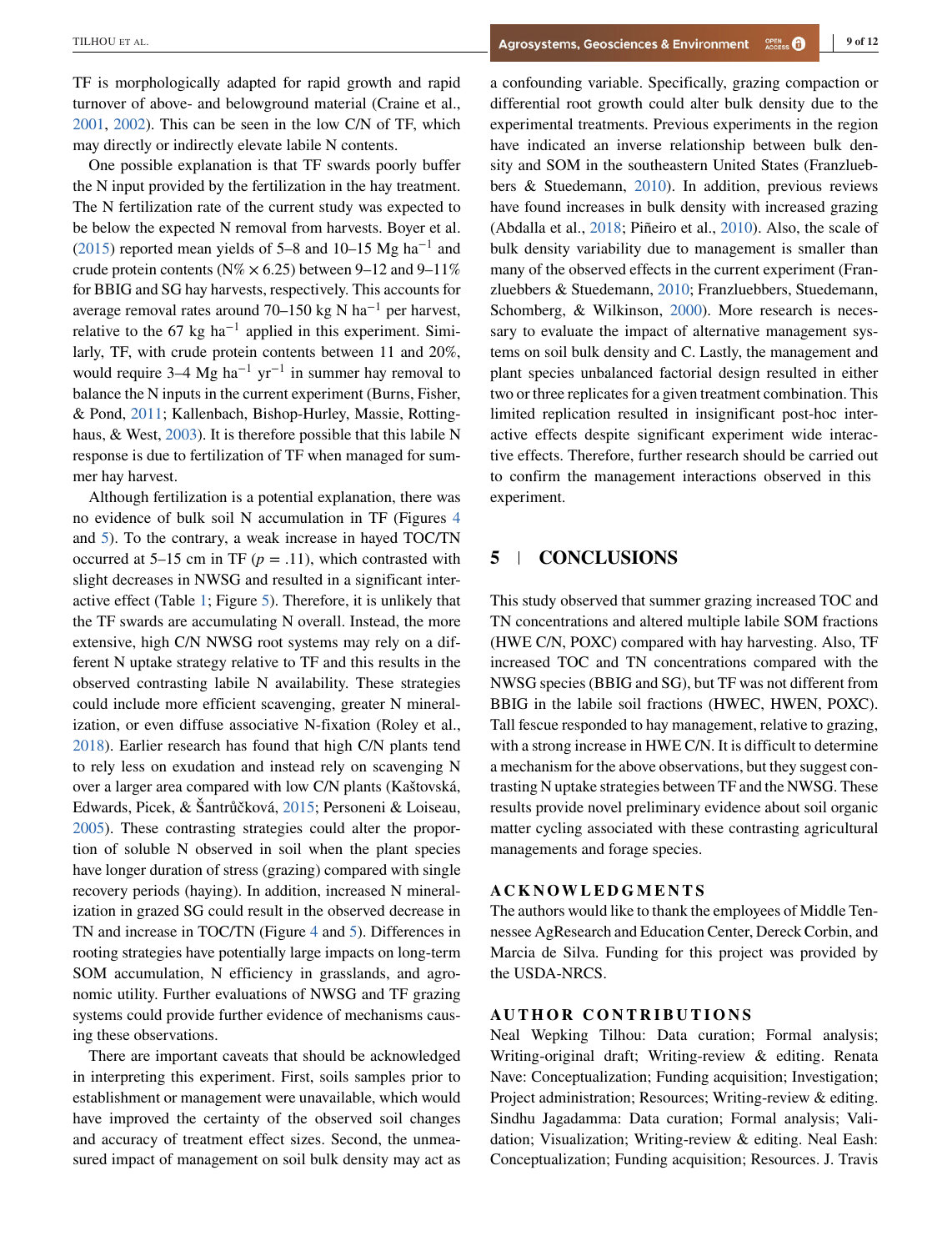TF is morphologically adapted for rapid growth and rapid turnover of above- and belowground material (Craine et al., 2001, 2002). This can be seen in the low C/N of TF, which may directly or indirectly elevate labile N contents.

One possible explanation is that TF swards poorly buffer the N input provided by the fertilization in the hay treatment. The N fertilization rate of the current study was expected to be below the expected N removal from harvests. Boyer et al. (2015) reported mean yields of 5–8 and 10–15 Mg ha$^{-1}$ and crude protein contents (N% × 6.25) between 9–12 and 9–11% for BBIG and SG hay harvests, respectively. This accounts for average removal rates around 70–150 kg N ha$^{-1}$ per harvest, relative to the 67 kg ha$^{-1}$ applied in this experiment. Similarly, TF, with crude protein contents between 11 and 20%, would require 3–4 Mg ha$^{-1}$ yr$^{-1}$ in summer hay removal to balance the N inputs in the current experiment (Burns, Fisher, & Pond, 2011; Kallenbach, Bishop-Hurley, Massie, Rottinghaus, & West, 2003). It is therefore possible that this labile N response is due to fertilization of TF when managed for summer hay harvest.

Although fertilization is a potential explanation, there was no evidence of bulk soil N accumulation in TF (Figures 4 and 5). To the contrary, a weak increase in hayed TOC/TN occurred at 5–15 cm in TF ($p = .11$), which contrasted with slight decreases in NWSG and resulted in a significant interactive effect (Table 1; Figure 5). Therefore, it is unlikely that the TF swards are accumulating N overall. Instead, the more extensive, high C/N NWSG root systems may rely on a different N uptake strategy relative to TF and this results in the observed contrasting labile N availability. These strategies could include more efficient scavenging, greater N mineralization, or even diffuse associative N-fixation (Roley et al., 2018). Earlier research has found that high C/N plants tend to rely less on exudation and instead rely on scavenging N over a larger area compared with low C/N plants (Kaštovská, Edwards, Picek, & Šantrůčková, 2015; Personeni & Loiseau, 2005). These contrasting strategies could alter the proportion of soluble N observed in soil when the plant species have longer duration of stress (grazing) compared with single recovery periods (haying). In addition, increased N mineralization in grazed SG could result in the observed decrease in TN and increase in TOC/TN (Figure 4 and 5). Differences in rooting strategies have potentially large impacts on long-term SOM accumulation, N efficiency in grasslands, and agronomic utility. Further evaluations of NWSG and TF grazing systems could provide further evidence of mechanisms causing these observations.

There are important caveats that should be acknowledged in interpreting this experiment. First, soils samples prior to establishment or management were unavailable, which would have improved the certainty of the observed soil changes and accuracy of treatment effect sizes. Second, the unmeasured impact of management on soil bulk density may act as a confounding variable. Specifically, grazing compaction or differential root growth could alter bulk density due to the experimental treatments. Previous experiments in the region have indicated an inverse relationship between bulk density and SOM in the southeastern United States (Franzluebbers & Stuedemann, 2010). In addition, previous reviews have found increases in bulk density with increased grazing (Abdalla et al., 2018; Piñeiro et al., 2010). Also, the scale of bulk density variability due to management is smaller than many of the observed effects in the current experiment (Franzluebbers & Stuedemann, 2010; Franzluebbers, Stuedemann, Schomberg, & Wilkinson, 2000). More research is necessary to evaluate the impact of alternative management systems on soil bulk density and C. Lastly, the management and plant species unbalanced factorial design resulted in either two or three replicates for a given treatment combination. This limited replication resulted in insignificant post-hoc interactive effects despite significant experiment wide interactive effects. Therefore, further research should be carried out to confirm the management interactions observed in this experiment.

## 5 | CONCLUSIONS

This study observed that summer grazing increased TOC and TN concentrations and altered multiple labile SOM fractions (HWE C/N, POXC) compared with hay harvesting. Also, TF increased TOC and TN concentrations compared with the NWSG species (BBIG and SG), but TF was not different from BBIG in the labile soil fractions (HWEC, HWEN, POXC). Tall fescue responded to hay management, relative to grazing, with a strong increase in HWE C/N. It is difficult to determine a mechanism for the above observations, but they suggest contrasting N uptake strategies between TF and the NWSG. These results provide novel preliminary evidence about soil organic matter cycling associated with these contrasting agricultural managements and forage species.

### ACKNOWLEDGMENTS

The authors would like to thank the employees of Middle Tennessee AgResearch and Education Center, Dereck Corbin, and Marcia de Silva. Funding for this project was provided by the USDA-NRCS.

### AUTHOR CONTRIBUTIONS

Neal Wepking Tilhou: Data curation; Formal analysis; Writing-original draft; Writing-review & editing. Renata Nave: Conceptualization; Funding acquisition; Investigation; Project administration; Resources; Writing-review & editing. Sindhu Jagadamma: Data curation; Formal analysis; Validation; Visualization; Writing-review & editing. Neal Eash: Conceptualization; Funding acquisition; Resources. J. Travis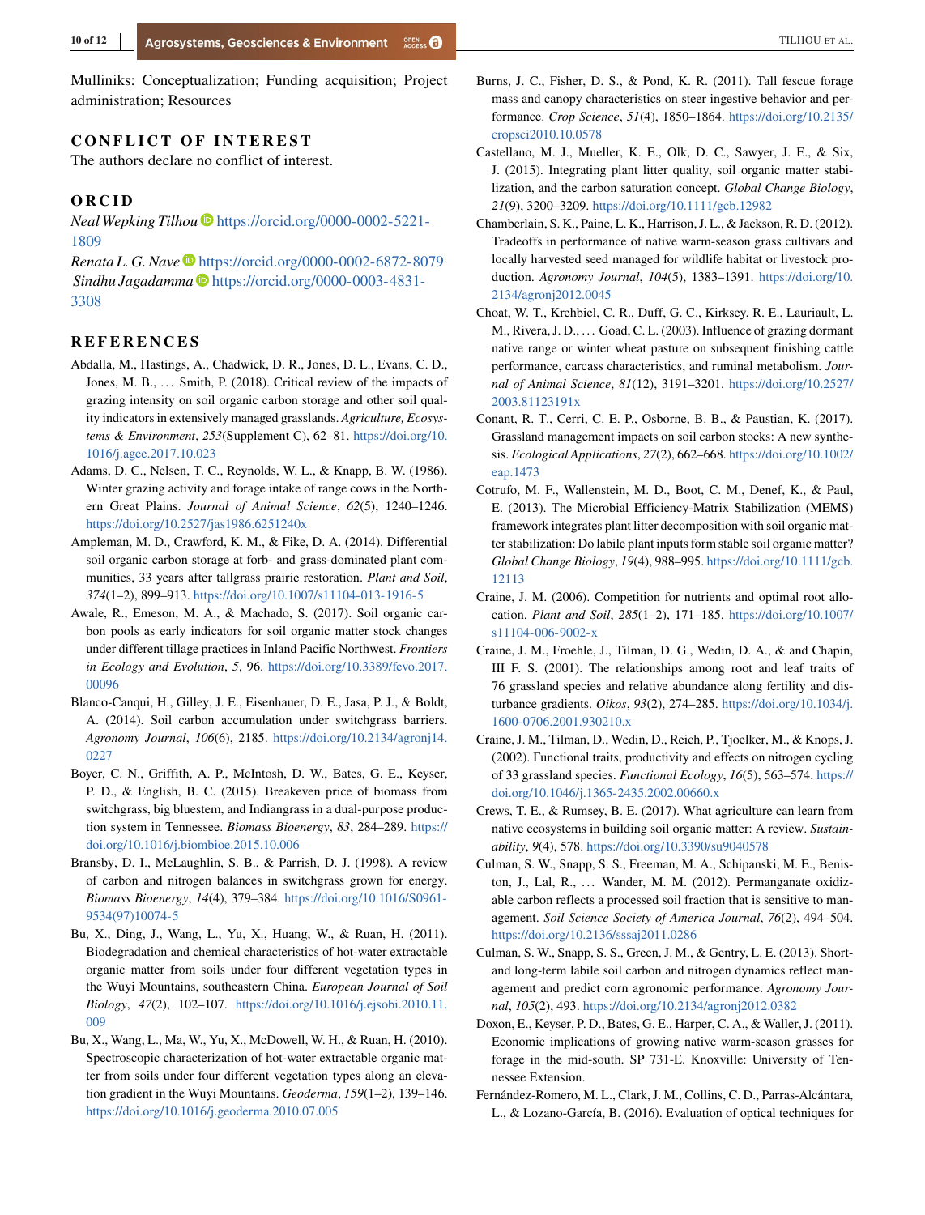Mulliniks: Conceptualization; Funding acquisition; Project administration; Resources

## CONFLICT OF INTEREST

The authors declare no conflict of interest.

## ORCID

*Neal Wepking Tilhou* https://orcid.org/0000-0002-5221-1809

*Renata L. G. Nave* https://orcid.org/0000-0002-6872-8079

*Sindhu Jagadamma* https://orcid.org/0000-0003-4831-3308

## REFERENCES

Abdalla, M., Hastings, A., Chadwick, D. R., Jones, D. L., Evans, C. D., Jones, M. B., … Smith, P. (2018). Critical review of the impacts of grazing intensity on soil organic carbon storage and other soil quality indicators in extensively managed grasslands. *Agriculture, Ecosystems & Environment*, *253*(Supplement C), 62–81. https://doi.org/10.1016/j.agee.2017.10.023

Adams, D. C., Nelsen, T. C., Reynolds, W. L., & Knapp, B. W. (1986). Winter grazing activity and forage intake of range cows in the Northern Great Plains. *Journal of Animal Science*, *62*(5), 1240–1246. https://doi.org/10.2527/jas1986.6251240x

Ampleman, M. D., Crawford, K. M., & Fike, D. A. (2014). Differential soil organic carbon storage at forb- and grass-dominated plant communities, 33 years after tallgrass prairie restoration. *Plant and Soil*, *374*(1–2), 899–913. https://doi.org/10.1007/s11104-013-1916-5

Awale, R., Emeson, M. A., & Machado, S. (2017). Soil organic carbon pools as early indicators for soil organic matter stock changes under different tillage practices in Inland Pacific Northwest. *Frontiers in Ecology and Evolution*, *5*, 96. https://doi.org/10.3389/fevo.2017.00096

Blanco-Canqui, H., Gilley, J. E., Eisenhauer, D. E., Jasa, P. J., & Boldt, A. (2014). Soil carbon accumulation under switchgrass barriers. *Agronomy Journal*, *106*(6), 2185. https://doi.org/10.2134/agronj14.0227

Boyer, C. N., Griffith, A. P., McIntosh, D. W., Bates, G. E., Keyser, P. D., & English, B. C. (2015). Breakeven price of biomass from switchgrass, big bluestem, and Indiangrass in a dual-purpose production system in Tennessee. *Biomass Bioenergy*, *83*, 284–289. https://doi.org/10.1016/j.biombioe.2015.10.006

Bransby, D. I., McLaughlin, S. B., & Parrish, D. J. (1998). A review of carbon and nitrogen balances in switchgrass grown for energy. *Biomass Bioenergy*, *14*(4), 379–384. https://doi.org/10.1016/S0961-9534(97)10074-5

Bu, X., Ding, J., Wang, L., Yu, X., Huang, W., & Ruan, H. (2011). Biodegradation and chemical characteristics of hot-water extractable organic matter from soils under four different vegetation types in the Wuyi Mountains, southeastern China. *European Journal of Soil Biology*, *47*(2), 102–107. https://doi.org/10.1016/j.ejsobi.2010.11.009

Bu, X., Wang, L., Ma, W., Yu, X., McDowell, W. H., & Ruan, H. (2010). Spectroscopic characterization of hot-water extractable organic matter from soils under four different vegetation types along an elevation gradient in the Wuyi Mountains. *Geoderma*, *159*(1–2), 139–146. https://doi.org/10.1016/j.geoderma.2010.07.005

Burns, J. C., Fisher, D. S., & Pond, K. R. (2011). Tall fescue forage mass and canopy characteristics on steer ingestive behavior and performance. *Crop Science*, *51*(4), 1850–1864. https://doi.org/10.2135/cropsci2010.10.0578

Castellano, M. J., Mueller, K. E., Olk, D. C., Sawyer, J. E., & Six, J. (2015). Integrating plant litter quality, soil organic matter stabilization, and the carbon saturation concept. *Global Change Biology*, *21*(9), 3200–3209. https://doi.org/10.1111/gcb.12982

Chamberlain, S. K., Paine, L. K., Harrison, J. L., & Jackson, R. D. (2012). Tradeoffs in performance of native warm-season grass cultivars and locally harvested seed managed for wildlife habitat or livestock production. *Agronomy Journal*, *104*(5), 1383–1391. https://doi.org/10.2134/agronj2012.0045

Choat, W. T., Krehbiel, C. R., Duff, G. C., Kirksey, R. E., Lauriault, L. M., Rivera, J. D., … Goad, C. L. (2003). Influence of grazing dormant native range or winter wheat pasture on subsequent finishing cattle performance, carcass characteristics, and ruminal metabolism. *Journal of Animal Science*, *81*(12), 3191–3201. https://doi.org/10.2527/2003.81123191x

Conant, R. T., Cerri, C. E. P., Osborne, B. B., & Paustian, K. (2017). Grassland management impacts on soil carbon stocks: A new synthesis. *Ecological Applications*, *27*(2), 662–668. https://doi.org/10.1002/eap.1473

Cotrufo, M. F., Wallenstein, M. D., Boot, C. M., Denef, K., & Paul, E. (2013). The Microbial Efficiency-Matrix Stabilization (MEMS) framework integrates plant litter decomposition with soil organic matter stabilization: Do labile plant inputs form stable soil organic matter? *Global Change Biology*, *19*(4), 988–995. https://doi.org/10.1111/gcb.12113

Craine, J. M. (2006). Competition for nutrients and optimal root allocation. *Plant and Soil*, *285*(1–2), 171–185. https://doi.org/10.1007/s11104-006-9002-x

Craine, J. M., Froehle, J., Tilman, D. G., Wedin, D. A., & and Chapin, III F. S. (2001). The relationships among root and leaf traits of 76 grassland species and relative abundance along fertility and disturbance gradients. *Oikos*, *93*(2), 274–285. https://doi.org/10.1034/j.1600-0706.2001.930210.x

Craine, J. M., Tilman, D., Wedin, D., Reich, P., Tjoelker, M., & Knops, J. (2002). Functional traits, productivity and effects on nitrogen cycling of 33 grassland species. *Functional Ecology*, *16*(5), 563–574. https://doi.org/10.1046/j.1365-2435.2002.00660.x

Crews, T. E., & Rumsey, B. E. (2017). What agriculture can learn from native ecosystems in building soil organic matter: A review. *Sustainability*, *9*(4), 578. https://doi.org/10.3390/su9040578

Culman, S. W., Snapp, S. S., Freeman, M. A., Schipanski, M. E., Beniston, J., Lal, R., … Wander, M. M. (2012). Permanganate oxidizable carbon reflects a processed soil fraction that is sensitive to management. *Soil Science Society of America Journal*, *76*(2), 494–504. https://doi.org/10.2136/sssaj2011.0286

Culman, S. W., Snapp, S. S., Green, J. M., & Gentry, L. E. (2013). Short- and long-term labile soil carbon and nitrogen dynamics reflect management and predict corn agronomic performance. *Agronomy Journal*, *105*(2), 493. https://doi.org/10.2134/agronj2012.0382

Doxon, E., Keyser, P. D., Bates, G. E., Harper, C. A., & Waller, J. (2011). Economic implications of growing native warm-season grasses for forage in the mid-south. SP 731-E. Knoxville: University of Tennessee Extension.

Fernández-Romero, M. L., Clark, J. M., Collins, C. D., Parras-Alcántara, L., & Lozano-García, B. (2016). Evaluation of optical techniques for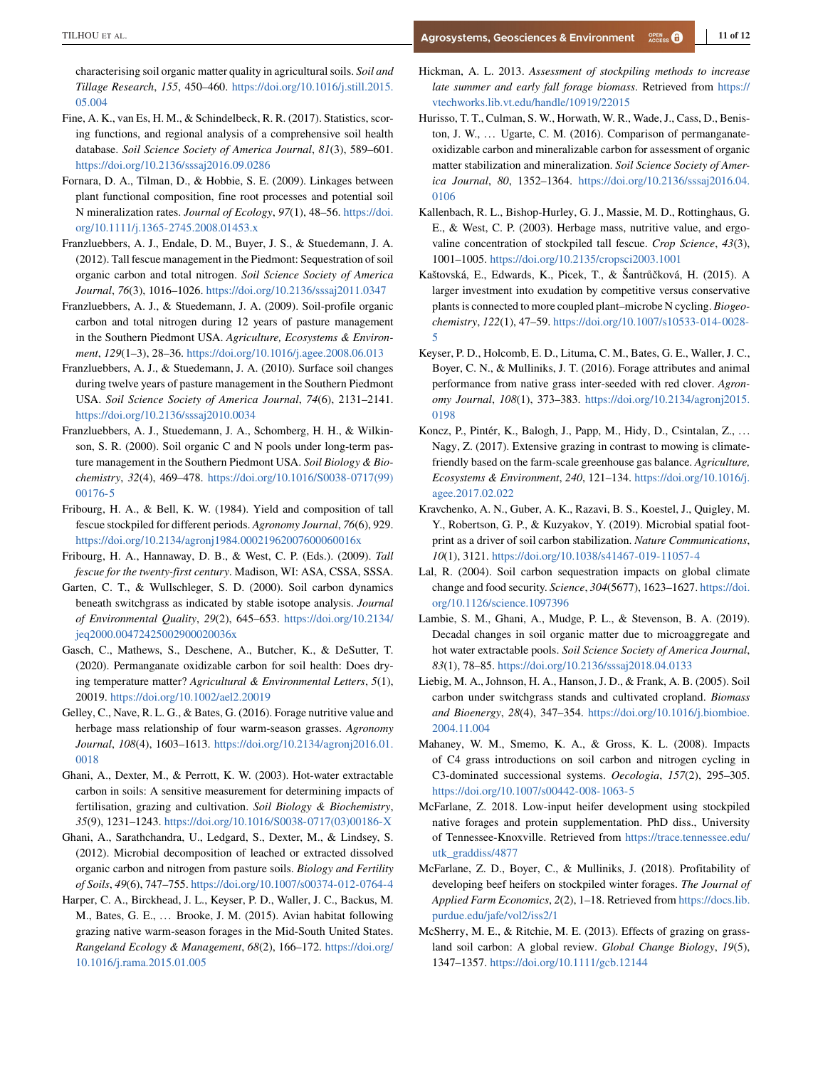characterising soil organic matter quality in agricultural soils. *Soil and Tillage Research*, *155*, 450–460. https://doi.org/10.1016/j.still.2015.05.004

Fine, A. K., van Es, H. M., & Schindelbeck, R. R. (2017). Statistics, scoring functions, and regional analysis of a comprehensive soil health database. *Soil Science Society of America Journal*, *81*(3), 589–601. https://doi.org/10.2136/sssaj2016.09.0286

Fornara, D. A., Tilman, D., & Hobbie, S. E. (2009). Linkages between plant functional composition, fine root processes and potential soil N mineralization rates. *Journal of Ecology*, *97*(1), 48–56. https://doi.org/10.1111/j.1365-2745.2008.01453.x

Franzluebbers, A. J., Endale, D. M., Buyer, J. S., & Stuedemann, J. A. (2012). Tall fescue management in the Piedmont: Sequestration of soil organic carbon and total nitrogen. *Soil Science Society of America Journal*, *76*(3), 1016–1026. https://doi.org/10.2136/sssaj2011.0347

Franzluebbers, A. J., & Stuedemann, J. A. (2009). Soil-profile organic carbon and total nitrogen during 12 years of pasture management in the Southern Piedmont USA. *Agriculture, Ecosystems & Environment*, *129*(1–3), 28–36. https://doi.org/10.1016/j.agee.2008.06.013

Franzluebbers, A. J., & Stuedemann, J. A. (2010). Surface soil changes during twelve years of pasture management in the Southern Piedmont USA. *Soil Science Society of America Journal*, *74*(6), 2131–2141. https://doi.org/10.2136/sssaj2010.0034

Franzluebbers, A. J., Stuedemann, J. A., Schomberg, H. H., & Wilkinson, S. R. (2000). Soil organic C and N pools under long-term pasture management in the Southern Piedmont USA. *Soil Biology & Biochemistry*, *32*(4), 469–478. https://doi.org/10.1016/S0038-0717(99)00176-5

Fribourg, H. A., & Bell, K. W. (1984). Yield and composition of tall fescue stockpiled for different periods. *Agronomy Journal*, *76*(6), 929. https://doi.org/10.2134/agronj1984.00021962007600060016x

Fribourg, H. A., Hannaway, D. B., & West, C. P. (Eds.). (2009). *Tall fescue for the twenty-first century*. Madison, WI: ASA, CSSA, SSSA.

Garten, C. T., & Wullschleger, S. D. (2000). Soil carbon dynamics beneath switchgrass as indicated by stable isotope analysis. *Journal of Environmental Quality*, *29*(2), 645–653. https://doi.org/10.2134/jeq2000.00472425002900020036x

Gasch, C., Mathews, S., Deschene, A., Butcher, K., & DeSutter, T. (2020). Permanganate oxidizable carbon for soil health: Does drying temperature matter? *Agricultural & Environmental Letters*, *5*(1), 20019. https://doi.org/10.1002/ael2.20019

Gelley, C., Nave, R. L. G., & Bates, G. (2016). Forage nutritive value and herbage mass relationship of four warm-season grasses. *Agronomy Journal*, *108*(4), 1603–1613. https://doi.org/10.2134/agronj2016.01.0018

Ghani, A., Dexter, M., & Perrott, K. W. (2003). Hot-water extractable carbon in soils: A sensitive measurement for determining impacts of fertilisation, grazing and cultivation. *Soil Biology & Biochemistry*, *35*(9), 1231–1243. https://doi.org/10.1016/S0038-0717(03)00186-X

Ghani, A., Sarathchandra, U., Ledgard, S., Dexter, M., & Lindsey, S. (2012). Microbial decomposition of leached or extracted dissolved organic carbon and nitrogen from pasture soils. *Biology and Fertility of Soils*, *49*(6), 747–755. https://doi.org/10.1007/s00374-012-0764-4

Harper, C. A., Birckhead, J. L., Keyser, P. D., Waller, J. C., Backus, M. M., Bates, G. E., … Brooke, J. M. (2015). Avian habitat following grazing native warm-season forages in the Mid-South United States. *Rangeland Ecology & Management*, *68*(2), 166–172. https://doi.org/10.1016/j.rama.2015.01.005

Hickman, A. L. 2013. *Assessment of stockpiling methods to increase late summer and early fall forage biomass*. Retrieved from https://vtechworks.lib.vt.edu/handle/10919/22015

Hurisso, T. T., Culman, S. W., Horwath, W. R., Wade, J., Cass, D., Beniston, J. W., … Ugarte, C. M. (2016). Comparison of permanganate-oxidizable carbon and mineralizable carbon for assessment of organic matter stabilization and mineralization. *Soil Science Society of America Journal*, *80*, 1352–1364. https://doi.org/10.2136/sssaj2016.04.0106

Kallenbach, R. L., Bishop-Hurley, G. J., Massie, M. D., Rottinghaus, G. E., & West, C. P. (2003). Herbage mass, nutritive value, and ergovaline concentration of stockpiled tall fescue. *Crop Science*, *43*(3), 1001–1005. https://doi.org/10.2135/cropsci2003.1001

Kaštovská, E., Edwards, K., Picek, T., & Šantrůčková, H. (2015). A larger investment into exudation by competitive versus conservative plants is connected to more coupled plant–microbe N cycling. *Biogeochemistry*, *122*(1), 47–59. https://doi.org/10.1007/s10533-014-0028-5

Keyser, P. D., Holcomb, E. D., Lituma, C. M., Bates, G. E., Waller, J. C., Boyer, C. N., & Mulliniks, J. T. (2016). Forage attributes and animal performance from native grass inter-seeded with red clover. *Agronomy Journal*, *108*(1), 373–383. https://doi.org/10.2134/agronj2015.0198

Koncz, P., Pintér, K., Balogh, J., Papp, M., Hidy, D., Csintalan, Z., … Nagy, Z. (2017). Extensive grazing in contrast to mowing is climate-friendly based on the farm-scale greenhouse gas balance. *Agriculture, Ecosystems & Environment*, *240*, 121–134. https://doi.org/10.1016/j.agee.2017.02.022

Kravchenko, A. N., Guber, A. K., Razavi, B. S., Koestel, J., Quigley, M. Y., Robertson, G. P., & Kuzyakov, Y. (2019). Microbial spatial footprint as a driver of soil carbon stabilization. *Nature Communications*, *10*(1), 3121. https://doi.org/10.1038/s41467-019-11057-4

Lal, R. (2004). Soil carbon sequestration impacts on global climate change and food security. *Science*, *304*(5677), 1623–1627. https://doi.org/10.1126/science.1097396

Lambie, S. M., Ghani, A., Mudge, P. L., & Stevenson, B. A. (2019). Decadal changes in soil organic matter due to microaggregate and hot water extractable pools. *Soil Science Society of America Journal*, *83*(1), 78–85. https://doi.org/10.2136/sssaj2018.04.0133

Liebig, M. A., Johnson, H. A., Hanson, J. D., & Frank, A. B. (2005). Soil carbon under switchgrass stands and cultivated cropland. *Biomass and Bioenergy*, *28*(4), 347–354. https://doi.org/10.1016/j.biombioe.2004.11.004

Mahaney, W. M., Smemo, K. A., & Gross, K. L. (2008). Impacts of C4 grass introductions on soil carbon and nitrogen cycling in C3-dominated successional systems. *Oecologia*, *157*(2), 295–305. https://doi.org/10.1007/s00442-008-1063-5

McFarlane, Z. 2018. Low-input heifer development using stockpiled native forages and protein supplementation. PhD diss., University of Tennessee-Knoxville. Retrieved from https://trace.tennessee.edu/utk_graddiss/4877

McFarlane, Z. D., Boyer, C., & Mulliniks, J. (2018). Profitability of developing beef heifers on stockpiled winter forages. *The Journal of Applied Farm Economics*, *2*(2), 1–18. Retrieved from https://docs.lib.purdue.edu/jafe/vol2/iss2/1

McSherry, M. E., & Ritchie, M. E. (2013). Effects of grazing on grassland soil carbon: A global review. *Global Change Biology*, *19*(5), 1347–1357. https://doi.org/10.1111/gcb.12144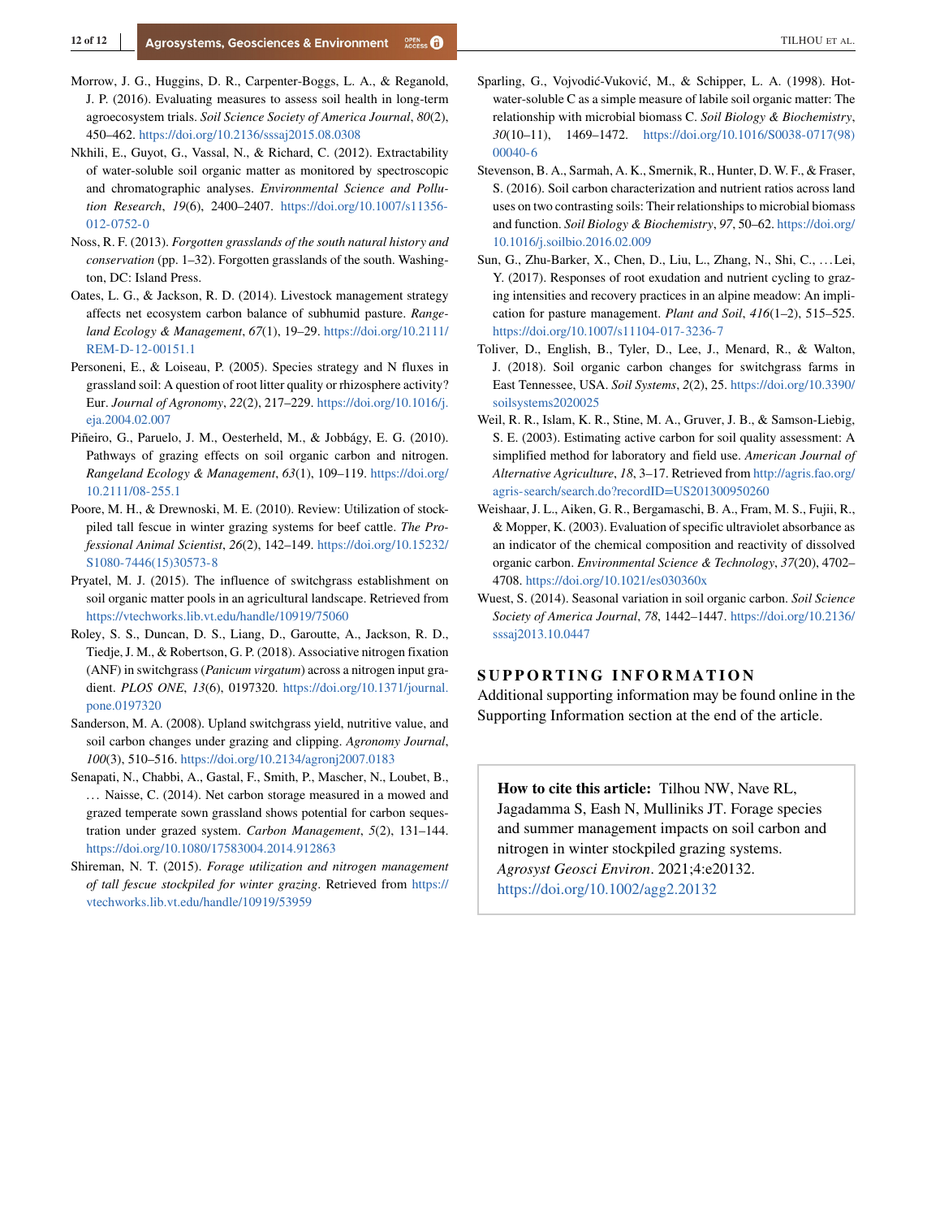Morrow, J. G., Huggins, D. R., Carpenter-Boggs, L. A., & Reganold, J. P. (2016). Evaluating measures to assess soil health in long-term agroecosystem trials. *Soil Science Society of America Journal*, *80*(2), 450–462. https://doi.org/10.2136/sssaj2015.08.0308

Nkhili, E., Guyot, G., Vassal, N., & Richard, C. (2012). Extractability of water-soluble soil organic matter as monitored by spectroscopic and chromatographic analyses. *Environmental Science and Pollution Research*, *19*(6), 2400–2407. https://doi.org/10.1007/s11356-012-0752-0

Noss, R. F. (2013). *Forgotten grasslands of the south natural history and conservation* (pp. 1–32). Forgotten grasslands of the south. Washington, DC: Island Press.

Oates, L. G., & Jackson, R. D. (2014). Livestock management strategy affects net ecosystem carbon balance of subhumid pasture. *Rangeland Ecology & Management*, *67*(1), 19–29. https://doi.org/10.2111/REM-D-12-00151.1

Personeni, E., & Loiseau, P. (2005). Species strategy and N fluxes in grassland soil: A question of root litter quality or rhizosphere activity? Eur. *Journal of Agronomy*, *22*(2), 217–229. https://doi.org/10.1016/j.eja.2004.02.007

Piñeiro, G., Paruelo, J. M., Oesterheld, M., & Jobbágy, E. G. (2010). Pathways of grazing effects on soil organic carbon and nitrogen. *Rangeland Ecology & Management*, *63*(1), 109–119. https://doi.org/10.2111/08-255.1

Poore, M. H., & Drewnoski, M. E. (2010). Review: Utilization of stockpiled tall fescue in winter grazing systems for beef cattle. *The Professional Animal Scientist*, *26*(2), 142–149. https://doi.org/10.15232/S1080-7446(15)30573-8

Pryatel, M. J. (2015). The influence of switchgrass establishment on soil organic matter pools in an agricultural landscape. Retrieved from https://vtechworks.lib.vt.edu/handle/10919/75060

Roley, S. S., Duncan, D. S., Liang, D., Garoutte, A., Jackson, R. D., Tiedje, J. M., & Robertson, G. P. (2018). Associative nitrogen fixation (ANF) in switchgrass (*Panicum virgatum*) across a nitrogen input gradient. *PLOS ONE*, *13*(6), 0197320. https://doi.org/10.1371/journal.pone.0197320

Sanderson, M. A. (2008). Upland switchgrass yield, nutritive value, and soil carbon changes under grazing and clipping. *Agronomy Journal*, *100*(3), 510–516. https://doi.org/10.2134/agronj2007.0183

Senapati, N., Chabbi, A., Gastal, F., Smith, P., Mascher, N., Loubet, B., … Naisse, C. (2014). Net carbon storage measured in a mowed and grazed temperate sown grassland shows potential for carbon sequestration under grazed system. *Carbon Management*, *5*(2), 131–144. https://doi.org/10.1080/17583004.2014.912863

Shireman, N. T. (2015). *Forage utilization and nitrogen management of tall fescue stockpiled for winter grazing*. Retrieved from https://vtechworks.lib.vt.edu/handle/10919/53959

Sparling, G., Vojvodić-Vuković, M., & Schipper, L. A. (1998). Hot-water-soluble C as a simple measure of labile soil organic matter: The relationship with microbial biomass C. *Soil Biology & Biochemistry*, *30*(10–11), 1469–1472. https://doi.org/10.1016/S0038-0717(98)00040-6

Stevenson, B. A., Sarmah, A. K., Smernik, R., Hunter, D. W. F., & Fraser, S. (2016). Soil carbon characterization and nutrient ratios across land uses on two contrasting soils: Their relationships to microbial biomass and function. *Soil Biology & Biochemistry*, *97*, 50–62. https://doi.org/10.1016/j.soilbio.2016.02.009

Sun, G., Zhu-Barker, X., Chen, D., Liu, L., Zhang, N., Shi, C., …Lei, Y. (2017). Responses of root exudation and nutrient cycling to grazing intensities and recovery practices in an alpine meadow: An implication for pasture management. *Plant and Soil*, *416*(1–2), 515–525. https://doi.org/10.1007/s11104-017-3236-7

Toliver, D., English, B., Tyler, D., Lee, J., Menard, R., & Walton, J. (2018). Soil organic carbon changes for switchgrass farms in East Tennessee, USA. *Soil Systems*, *2*(2), 25. https://doi.org/10.3390/soilsystems2020025

Weil, R. R., Islam, K. R., Stine, M. A., Gruver, J. B., & Samson-Liebig, S. E. (2003). Estimating active carbon for soil quality assessment: A simplified method for laboratory and field use. *American Journal of Alternative Agriculture*, *18*, 3–17. Retrieved from http://agris.fao.org/agris-search/search.do?recordID=US201300950260

Weishaar, J. L., Aiken, G. R., Bergamaschi, B. A., Fram, M. S., Fujii, R., & Mopper, K. (2003). Evaluation of specific ultraviolet absorbance as an indicator of the chemical composition and reactivity of dissolved organic carbon. *Environmental Science & Technology*, *37*(20), 4702–4708. https://doi.org/10.1021/es030360x

Wuest, S. (2014). Seasonal variation in soil organic carbon. *Soil Science Society of America Journal*, *78*, 1442–1447. https://doi.org/10.2136/sssaj2013.10.0447

## SUPPORTING INFORMATION

Additional supporting information may be found online in the Supporting Information section at the end of the article.

**How to cite this article:** Tilhou NW, Nave RL, Jagadamma S, Eash N, Mulliniks JT. Forage species and summer management impacts on soil carbon and nitrogen in winter stockpiled grazing systems. *Agrosyst Geosci Environ*. 2021;4:e20132. https://doi.org/10.1002/agg2.20132